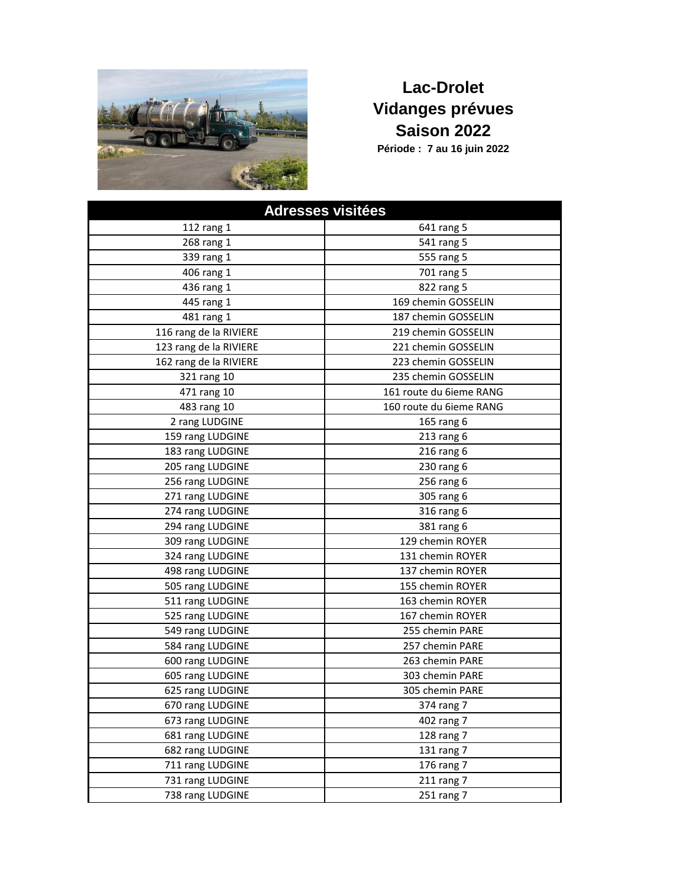# Lac-Drolet
## Vidanges prévues
## Saison 2022

**Période : 7 au 16 juin 2022**

| Adresses visitées | |
|---|---|
| 112 rang 1 | 641 rang 5 |
| 268 rang 1 | 541 rang 5 |
| 339 rang 1 | 555 rang 5 |
| 406 rang 1 | 701 rang 5 |
| 436 rang 1 | 822 rang 5 |
| 445 rang 1 | 169 chemin GOSSELIN |
| 481 rang 1 | 187 chemin GOSSELIN |
| 116 rang de la RIVIERE | 219 chemin GOSSELIN |
| 123 rang de la RIVIERE | 221 chemin GOSSELIN |
| 162 rang de la RIVIERE | 223 chemin GOSSELIN |
| 321 rang 10 | 235 chemin GOSSELIN |
| 471 rang 10 | 161 route du 6ieme RANG |
| 483 rang 10 | 160 route du 6ieme RANG |
| 2 rang LUDGINE | 165 rang 6 |
| 159 rang LUDGINE | 213 rang 6 |
| 183 rang LUDGINE | 216 rang 6 |
| 205 rang LUDGINE | 230 rang 6 |
| 256 rang LUDGINE | 256 rang 6 |
| 271 rang LUDGINE | 305 rang 6 |
| 274 rang LUDGINE | 316 rang 6 |
| 294 rang LUDGINE | 381 rang 6 |
| 309 rang LUDGINE | 129 chemin ROYER |
| 324 rang LUDGINE | 131 chemin ROYER |
| 498 rang LUDGINE | 137 chemin ROYER |
| 505 rang LUDGINE | 155 chemin ROYER |
| 511 rang LUDGINE | 163 chemin ROYER |
| 525 rang LUDGINE | 167 chemin ROYER |
| 549 rang LUDGINE | 255 chemin PARE |
| 584 rang LUDGINE | 257 chemin PARE |
| 600 rang LUDGINE | 263 chemin PARE |
| 605 rang LUDGINE | 303 chemin PARE |
| 625 rang LUDGINE | 305 chemin PARE |
| 670 rang LUDGINE | 374 rang 7 |
| 673 rang LUDGINE | 402 rang 7 |
| 681 rang LUDGINE | 128 rang 7 |
| 682 rang LUDGINE | 131 rang 7 |
| 711 rang LUDGINE | 176 rang 7 |
| 731 rang LUDGINE | 211 rang 7 |
| 738 rang LUDGINE | 251 rang 7 |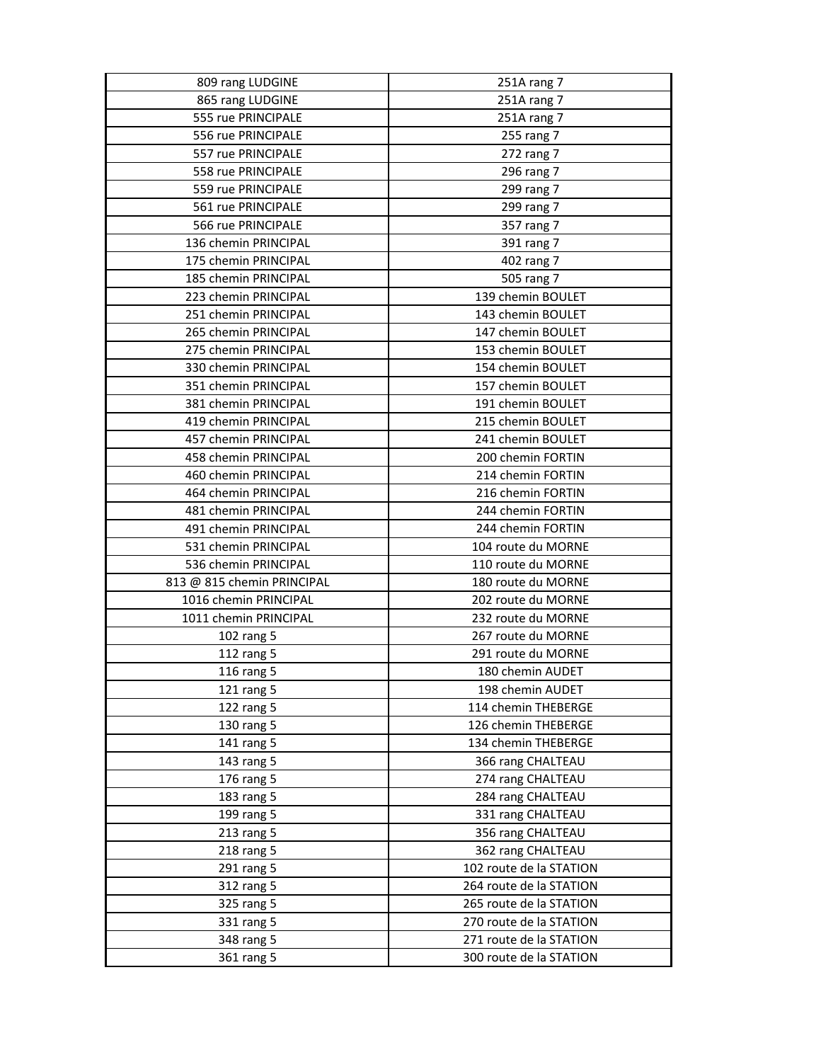| | |
|---|---|
| 809 rang LUDGINE | 251A rang 7 |
| 865 rang LUDGINE | 251A rang 7 |
| 555 rue PRINCIPALE | 251A rang 7 |
| 556 rue PRINCIPALE | 255 rang 7 |
| 557 rue PRINCIPALE | 272 rang 7 |
| 558 rue PRINCIPALE | 296 rang 7 |
| 559 rue PRINCIPALE | 299 rang 7 |
| 561 rue PRINCIPALE | 299 rang 7 |
| 566 rue PRINCIPALE | 357 rang 7 |
| 136 chemin PRINCIPAL | 391 rang 7 |
| 175 chemin PRINCIPAL | 402 rang 7 |
| 185 chemin PRINCIPAL | 505 rang 7 |
| 223 chemin PRINCIPAL | 139 chemin BOULET |
| 251 chemin PRINCIPAL | 143 chemin BOULET |
| 265 chemin PRINCIPAL | 147 chemin BOULET |
| 275 chemin PRINCIPAL | 153 chemin BOULET |
| 330 chemin PRINCIPAL | 154 chemin BOULET |
| 351 chemin PRINCIPAL | 157 chemin BOULET |
| 381 chemin PRINCIPAL | 191 chemin BOULET |
| 419 chemin PRINCIPAL | 215 chemin BOULET |
| 457 chemin PRINCIPAL | 241 chemin BOULET |
| 458 chemin PRINCIPAL | 200 chemin FORTIN |
| 460 chemin PRINCIPAL | 214 chemin FORTIN |
| 464 chemin PRINCIPAL | 216 chemin FORTIN |
| 481 chemin PRINCIPAL | 244 chemin FORTIN |
| 491 chemin PRINCIPAL | 244 chemin FORTIN |
| 531 chemin PRINCIPAL | 104 route du MORNE |
| 536 chemin PRINCIPAL | 110 route du MORNE |
| 813 @ 815 chemin PRINCIPAL | 180 route du MORNE |
| 1016 chemin PRINCIPAL | 202 route du MORNE |
| 1011 chemin PRINCIPAL | 232 route du MORNE |
| 102 rang 5 | 267 route du MORNE |
| 112 rang 5 | 291 route du MORNE |
| 116 rang 5 | 180 chemin AUDET |
| 121 rang 5 | 198 chemin AUDET |
| 122 rang 5 | 114 chemin THEBERGE |
| 130 rang 5 | 126 chemin THEBERGE |
| 141 rang 5 | 134 chemin THEBERGE |
| 143 rang 5 | 366 rang CHALTEAU |
| 176 rang 5 | 274 rang CHALTEAU |
| 183 rang 5 | 284 rang CHALTEAU |
| 199 rang 5 | 331 rang CHALTEAU |
| 213 rang 5 | 356 rang CHALTEAU |
| 218 rang 5 | 362 rang CHALTEAU |
| 291 rang 5 | 102 route de la STATION |
| 312 rang 5 | 264 route de la STATION |
| 325 rang 5 | 265 route de la STATION |
| 331 rang 5 | 270 route de la STATION |
| 348 rang 5 | 271 route de la STATION |
| 361 rang 5 | 300 route de la STATION |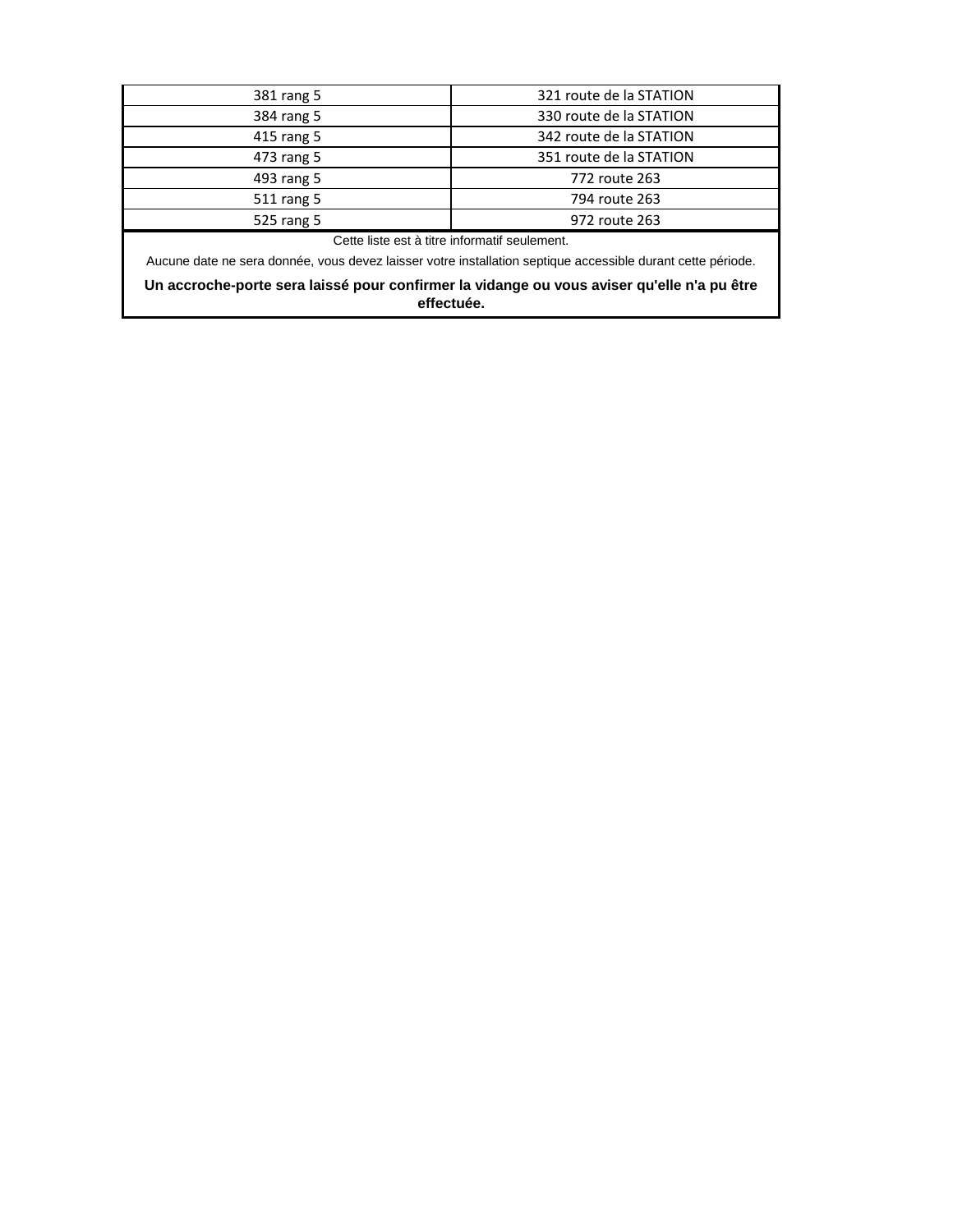| | |
|---|---|
| 381 rang 5 | 321 route de la STATION |
| 384 rang 5 | 330 route de la STATION |
| 415 rang 5 | 342 route de la STATION |
| 473 rang 5 | 351 route de la STATION |
| 493 rang 5 | 772 route 263 |
| 511 rang 5 | 794 route 263 |
| 525 rang 5 | 972 route 263 |

Cette liste est à titre informatif seulement.

Aucune date ne sera donnée, vous devez laisser votre installation septique accessible durant cette période.

**Un accroche-porte sera laissé pour confirmer la vidange ou vous aviser qu'elle n'a pu être effectuée.**